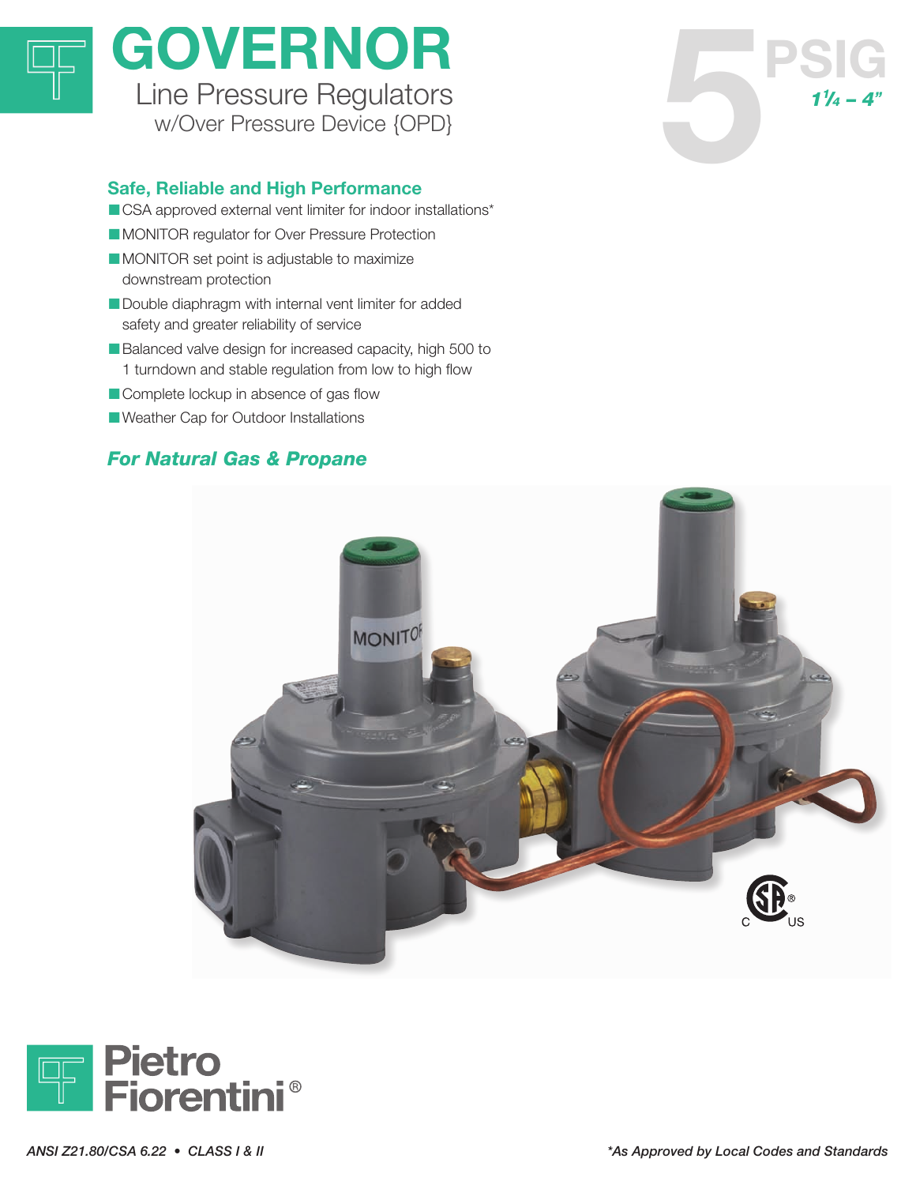# GOVERNOR

Line Pressure Regulators
w/Over Pressure Device {OPD}

5 PSIG
1¼ – 4"

## Safe, Reliable and High Performance

- CSA approved external vent limiter for indoor installations*
- MONITOR regulator for Over Pressure Protection
- MONITOR set point is adjustable to maximize downstream protection
- Double diaphragm with internal vent limiter for added safety and greater reliability of service
- Balanced valve design for increased capacity, high 500 to 1 turndown and stable regulation from low to high flow
- Complete lockup in absence of gas flow
- Weather Cap for Outdoor Installations

## *For Natural Gas & Propane*

Pietro Fiorentini®

*ANSI Z21.80/CSA 6.22 • CLASS I & II*

*\*As Approved by Local Codes and Standards*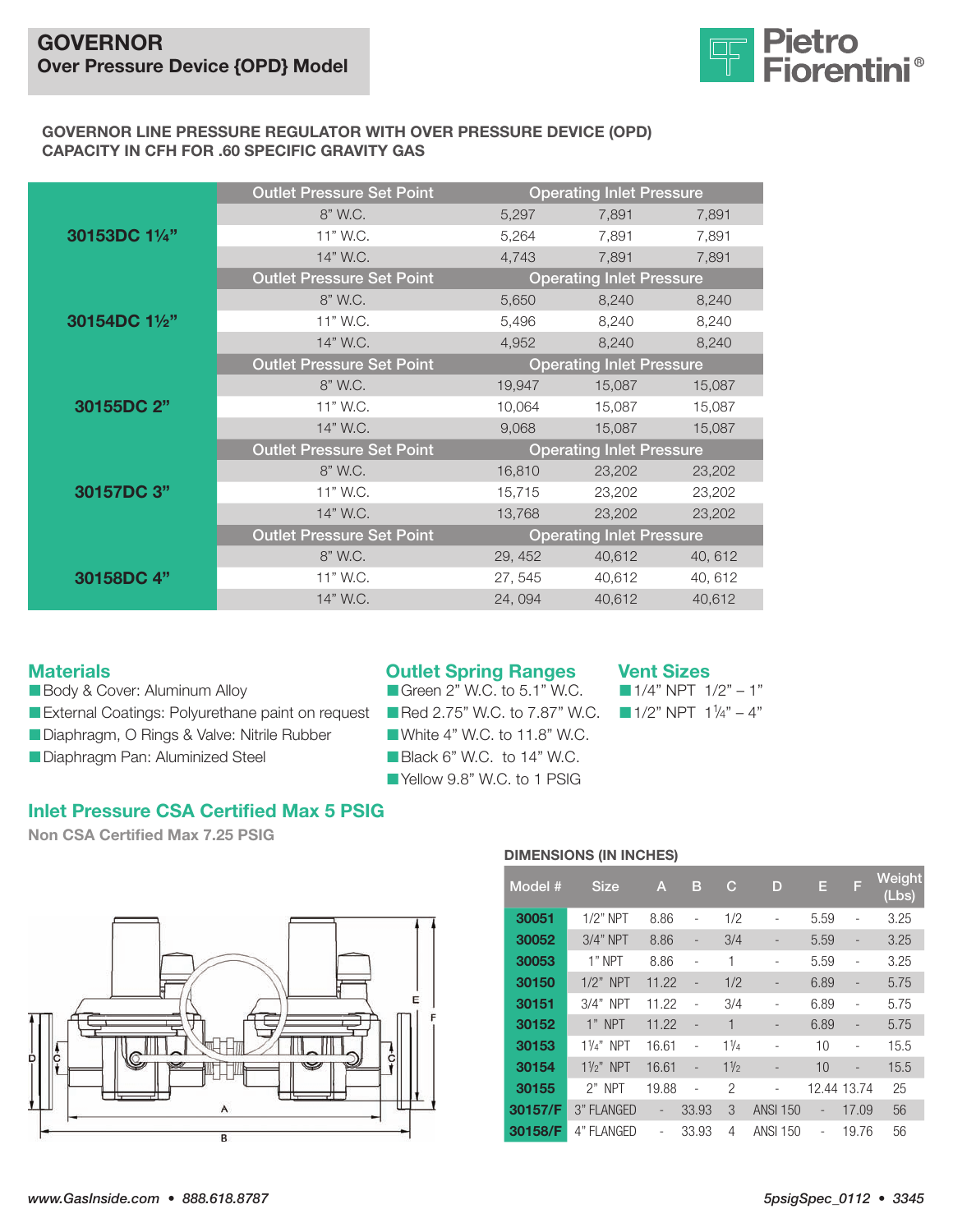# GOVERNOR

## Over Pressure Device {OPD} Model

**GOVERNOR LINE PRESSURE REGULATOR WITH OVER PRESSURE DEVICE (OPD)**
**CAPACITY IN CFH FOR .60 SPECIFIC GRAVITY GAS**

| Model | Outlet Pressure Set Point | Operating Inlet Pressure | | |
|---|---|---|---|---|
| 30153DC 1¼" | 8" W.C. | 5,297 | 7,891 | 7,891 |
| | 11" W.C. | 5,264 | 7,891 | 7,891 |
| | 14" W.C. | 4,743 | 7,891 | 7,891 |
| | Outlet Pressure Set Point | Operating Inlet Pressure | | |
| 30154DC 1½" | 8" W.C. | 5,650 | 8,240 | 8,240 |
| | 11" W.C. | 5,496 | 8,240 | 8,240 |
| | 14" W.C. | 4,952 | 8,240 | 8,240 |
| | Outlet Pressure Set Point | Operating Inlet Pressure | | |
| 30155DC 2" | 8" W.C. | 19,947 | 15,087 | 15,087 |
| | 11" W.C. | 10,064 | 15,087 | 15,087 |
| | 14" W.C. | 9,068 | 15,087 | 15,087 |
| | Outlet Pressure Set Point | Operating Inlet Pressure | | |
| 30157DC 3" | 8" W.C. | 16,810 | 23,202 | 23,202 |
| | 11" W.C. | 15,715 | 23,202 | 23,202 |
| | 14" W.C. | 13,768 | 23,202 | 23,202 |
| | Outlet Pressure Set Point | Operating Inlet Pressure | | |
| 30158DC 4" | 8" W.C. | 29, 452 | 40,612 | 40, 612 |
| | 11" W.C. | 27, 545 | 40,612 | 40, 612 |
| | 14" W.C. | 24, 094 | 40,612 | 40,612 |

### Materials

- Body & Cover: Aluminum Alloy
- External Coatings: Polyurethane paint on request
- Diaphragm, O Rings & Valve: Nitrile Rubber
- Diaphragm Pan: Aluminized Steel

### Outlet Spring Ranges

- Green 2" W.C. to 5.1" W.C.
- Red 2.75" W.C. to 7.87" W.C.
- White 4" W.C. to 11.8" W.C.
- Black 6" W.C. to 14" W.C.
- Yellow 9.8" W.C. to 1 PSIG

### Vent Sizes

- 1/4" NPT 1/2" – 1"
- 1/2" NPT 1¼" – 4"

### Inlet Pressure CSA Certified Max 5 PSIG

**Non CSA Certified Max 7.25 PSIG**

A
B
C
D
E
F

**DIMENSIONS (IN INCHES)**

| Model # | Size | A | B | C | D | E | F | Weight (Lbs) |
|---|---|---|---|---|---|---|---|---|
| 30051 | 1/2" NPT | 8.86 | - | 1/2 | - | 5.59 | - | 3.25 |
| 30052 | 3/4" NPT | 8.86 | - | 3/4 | - | 5.59 | - | 3.25 |
| 30053 | 1" NPT | 8.86 | - | 1 | - | 5.59 | - | 3.25 |
| 30150 | 1/2" NPT | 11.22 | - | 1/2 | - | 6.89 | - | 5.75 |
| 30151 | 3/4" NPT | 11.22 | - | 3/4 | - | 6.89 | - | 5.75 |
| 30152 | 1" NPT | 11.22 | - | 1 | - | 6.89 | - | 5.75 |
| 30153 | 1¼" NPT | 16.61 | - | 1¼ | - | 10 | - | 15.5 |
| 30154 | 1½" NPT | 16.61 | - | 1½ | - | 10 | - | 15.5 |
| 30155 | 2" NPT | 19.88 | - | 2 | - | 12.44 | 13.74 | 25 |
| 30157/F | 3" FLANGED | - | 33.93 | 3 | ANSI 150 | - | 17.09 | 56 |
| 30158/F | 4" FLANGED | - | 33.93 | 4 | ANSI 150 | - | 19.76 | 56 |

*www.GasInside.com* • *888.618.8787*

*5psigSpec_0112* • *3345*